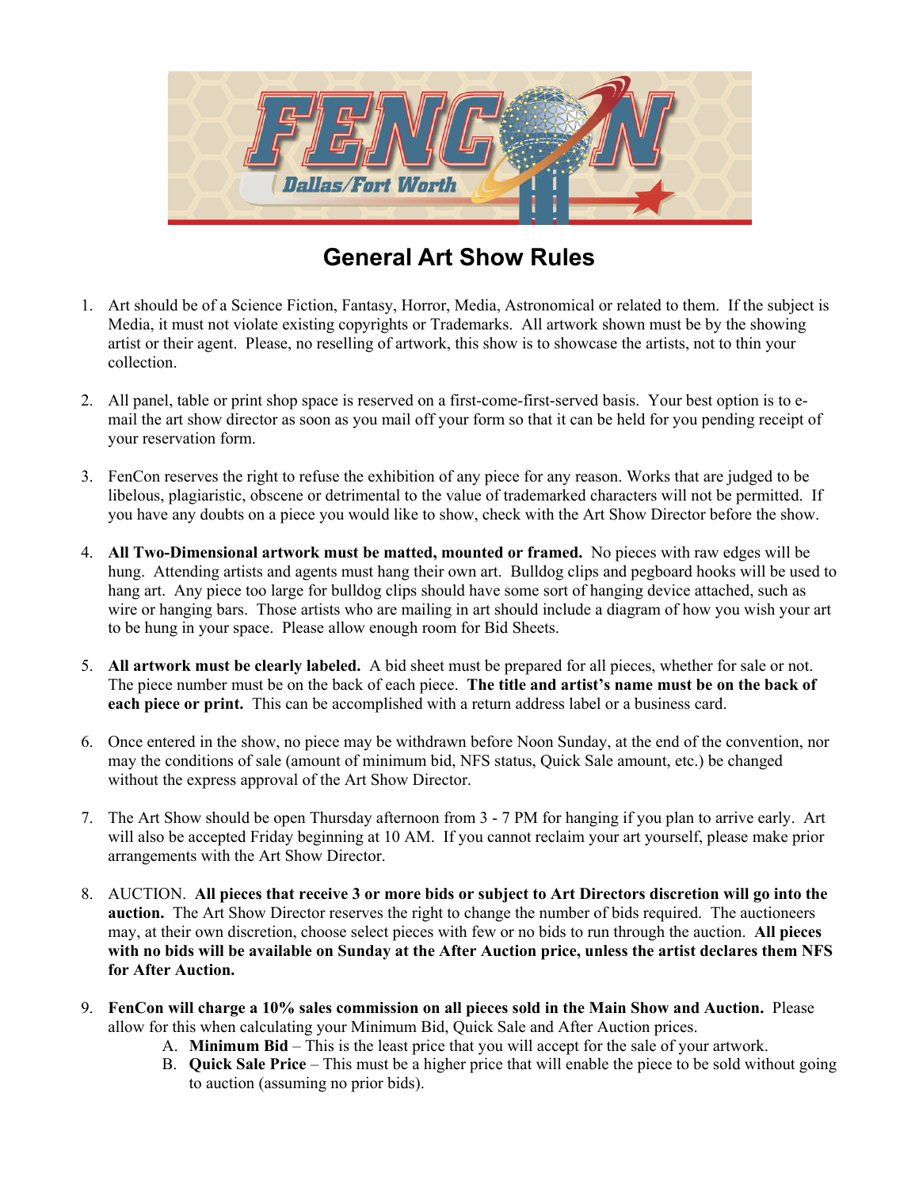# General Art Show Rules

1. Art should be of a Science Fiction, Fantasy, Horror, Media, Astronomical or related to them. If the subject is Media, it must not violate existing copyrights or Trademarks. All artwork shown must be by the showing artist or their agent. Please, no reselling of artwork, this show is to showcase the artists, not to thin your collection.

2. All panel, table or print shop space is reserved on a first-come-first-served basis. Your best option is to e-mail the art show director as soon as you mail off your form so that it can be held for you pending receipt of your reservation form.

3. FenCon reserves the right to refuse the exhibition of any piece for any reason. Works that are judged to be libelous, plagiaristic, obscene or detrimental to the value of trademarked characters will not be permitted. If you have any doubts on a piece you would like to show, check with the Art Show Director before the show.

4. **All Two-Dimensional artwork must be matted, mounted or framed.** No pieces with raw edges will be hung. Attending artists and agents must hang their own art. Bulldog clips and pegboard hooks will be used to hang art. Any piece too large for bulldog clips should have some sort of hanging device attached, such as wire or hanging bars. Those artists who are mailing in art should include a diagram of how you wish your art to be hung in your space. Please allow enough room for Bid Sheets.

5. **All artwork must be clearly labeled.** A bid sheet must be prepared for all pieces, whether for sale or not. The piece number must be on the back of each piece. **The title and artist's name must be on the back of each piece or print.** This can be accomplished with a return address label or a business card.

6. Once entered in the show, no piece may be withdrawn before Noon Sunday, at the end of the convention, nor may the conditions of sale (amount of minimum bid, NFS status, Quick Sale amount, etc.) be changed without the express approval of the Art Show Director.

7. The Art Show should be open Thursday afternoon from 3 - 7 PM for hanging if you plan to arrive early. Art will also be accepted Friday beginning at 10 AM. If you cannot reclaim your art yourself, please make prior arrangements with the Art Show Director.

8. AUCTION. **All pieces that receive 3 or more bids or subject to Art Directors discretion will go into the auction.** The Art Show Director reserves the right to change the number of bids required. The auctioneers may, at their own discretion, choose select pieces with few or no bids to run through the auction. **All pieces with no bids will be available on Sunday at the After Auction price, unless the artist declares them NFS for After Auction.**

9. **FenCon will charge a 10% sales commission on all pieces sold in the Main Show and Auction.** Please allow for this when calculating your Minimum Bid, Quick Sale and After Auction prices.
   A. **Minimum Bid** – This is the least price that you will accept for the sale of your artwork.
   B. **Quick Sale Price** – This must be a higher price that will enable the piece to be sold without going to auction (assuming no prior bids).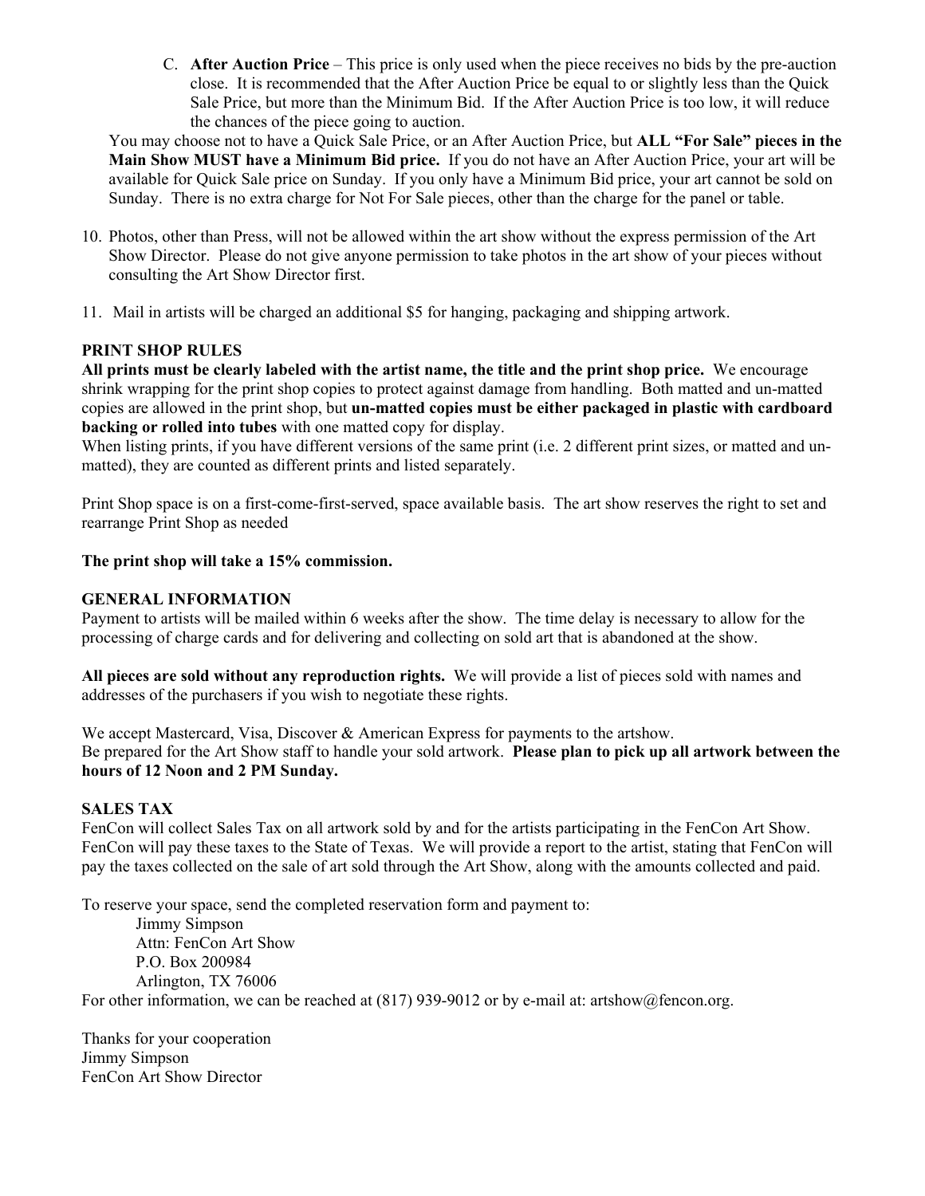C. **After Auction Price** – This price is only used when the piece receives no bids by the pre-auction close. It is recommended that the After Auction Price be equal to or slightly less than the Quick Sale Price, but more than the Minimum Bid. If the After Auction Price is too low, it will reduce the chances of the piece going to auction.

You may choose not to have a Quick Sale Price, or an After Auction Price, but **ALL "For Sale" pieces in the Main Show MUST have a Minimum Bid price.** If you do not have an After Auction Price, your art will be available for Quick Sale price on Sunday. If you only have a Minimum Bid price, your art cannot be sold on Sunday. There is no extra charge for Not For Sale pieces, other than the charge for the panel or table.

10. Photos, other than Press, will not be allowed within the art show without the express permission of the Art Show Director. Please do not give anyone permission to take photos in the art show of your pieces without consulting the Art Show Director first.

11. Mail in artists will be charged an additional $5 for hanging, packaging and shipping artwork.

**PRINT SHOP RULES**

**All prints must be clearly labeled with the artist name, the title and the print shop price.** We encourage shrink wrapping for the print shop copies to protect against damage from handling. Both matted and un-matted copies are allowed in the print shop, but **un-matted copies must be either packaged in plastic with cardboard backing or rolled into tubes** with one matted copy for display.

When listing prints, if you have different versions of the same print (i.e. 2 different print sizes, or matted and un-matted), they are counted as different prints and listed separately.

Print Shop space is on a first-come-first-served, space available basis. The art show reserves the right to set and rearrange Print Shop as needed

**The print shop will take a 15% commission.**

**GENERAL INFORMATION**

Payment to artists will be mailed within 6 weeks after the show. The time delay is necessary to allow for the processing of charge cards and for delivering and collecting on sold art that is abandoned at the show.

**All pieces are sold without any reproduction rights.** We will provide a list of pieces sold with names and addresses of the purchasers if you wish to negotiate these rights.

We accept Mastercard, Visa, Discover & American Express for payments to the artshow.
Be prepared for the Art Show staff to handle your sold artwork. **Please plan to pick up all artwork between the hours of 12 Noon and 2 PM Sunday.**

**SALES TAX**

FenCon will collect Sales Tax on all artwork sold by and for the artists participating in the FenCon Art Show. FenCon will pay these taxes to the State of Texas. We will provide a report to the artist, stating that FenCon will pay the taxes collected on the sale of art sold through the Art Show, along with the amounts collected and paid.

To reserve your space, send the completed reservation form and payment to:

Jimmy Simpson
Attn: FenCon Art Show
P.O. Box 200984
Arlington, TX 76006

For other information, we can be reached at (817) 939-9012 or by e-mail at: artshow@fencon.org.

Thanks for your cooperation
Jimmy Simpson
FenCon Art Show Director